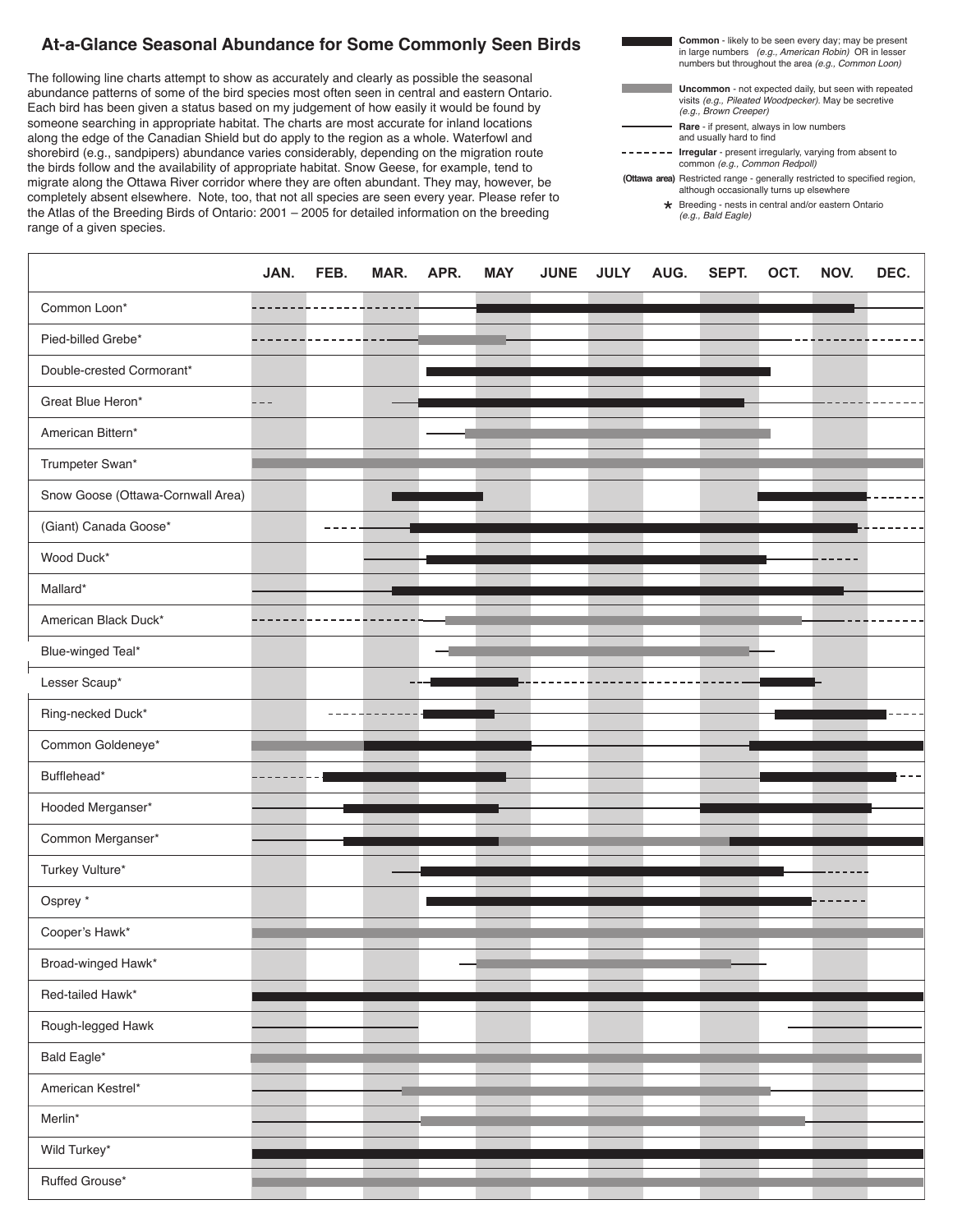## At-a-Glance Seasonal Abundance for Some Commonly Seen Birds

The following line charts attempt to show as accurately and clearly as possible the seasonal abundance patterns of some of the bird species most often seen in central and eastern Ontario. Each bird has been given a status based on my judgement of how easily it would be found by someone searching in appropriate habitat. The charts are most accurate for inland locations along the edge of the Canadian Shield but do apply to the region as a whole. Waterfowl and shorebird (e.g., sandpipers) abundance varies considerably, depending on the migration route the birds follow and the availability of appropriate habitat. Snow Geese, for example, tend to migrate along the Ottawa River corridor where they are often abundant. They may, however, be completely absent elsewhere. Note, too, that not all species are seen every year. Please refer to the Atlas of the Breeding Birds of Ontario: 2001 – 2005 for detailed information on the breeding range of a given species.

**Common** - likely to be seen every day; may be present in large numbers *(e.g., American Robin)* OR in lesser numbers but throughout the area *(e.g., Common Loon)*

**Uncommon** - not expected daily, but seen with repeated visits *(e.g., Pileated Woodpecker)*. May be secretive *(e.g., Brown Creeper)*

**Rare** - if present, always in low numbers and usually hard to find

**Irregular** - present irregularly, varying from absent to common *(e.g., Common Redpoll)*

**(Ottawa area)** Restricted range - generally restricted to specified region, although occasionally turns up elsewhere

\* Breeding - nests in central and/or eastern Ontario *(e.g., Bald Eagle)*

| | JAN. | FEB. | MAR. | APR. | MAY | JUNE | JULY | AUG. | SEPT. | OCT. | NOV. | DEC. |
|---|---|---|---|---|---|---|---|---|---|---|---|---|
| Common Loon* | | | | | | | | | | | | |
| Pied-billed Grebe* | | | | | | | | | | | | |
| Double-crested Cormorant* | | | | | | | | | | | | |
| Great Blue Heron* | | | | | | | | | | | | |
| American Bittern* | | | | | | | | | | | | |
| Trumpeter Swan* | | | | | | | | | | | | |
| Snow Goose (Ottawa-Cornwall Area) | | | | | | | | | | | | |
| (Giant) Canada Goose* | | | | | | | | | | | | |
| Wood Duck* | | | | | | | | | | | | |
| Mallard* | | | | | | | | | | | | |
| American Black Duck* | | | | | | | | | | | | |
| Blue-winged Teal* | | | | | | | | | | | | |
| Lesser Scaup* | | | | | | | | | | | | |
| Ring-necked Duck* | | | | | | | | | | | | |
| Common Goldeneye* | | | | | | | | | | | | |
| Bufflehead* | | | | | | | | | | | | |
| Hooded Merganser* | | | | | | | | | | | | |
| Common Merganser* | | | | | | | | | | | | |
| Turkey Vulture* | | | | | | | | | | | | |
| Osprey * | | | | | | | | | | | | |
| Cooper's Hawk* | | | | | | | | | | | | |
| Broad-winged Hawk* | | | | | | | | | | | | |
| Red-tailed Hawk* | | | | | | | | | | | | |
| Rough-legged Hawk | | | | | | | | | | | | |
| Bald Eagle* | | | | | | | | | | | | |
| American Kestrel* | | | | | | | | | | | | |
| Merlin* | | | | | | | | | | | | |
| Wild Turkey* | | | | | | | | | | | | |
| Ruffed Grouse* | | | | | | | | | | | | |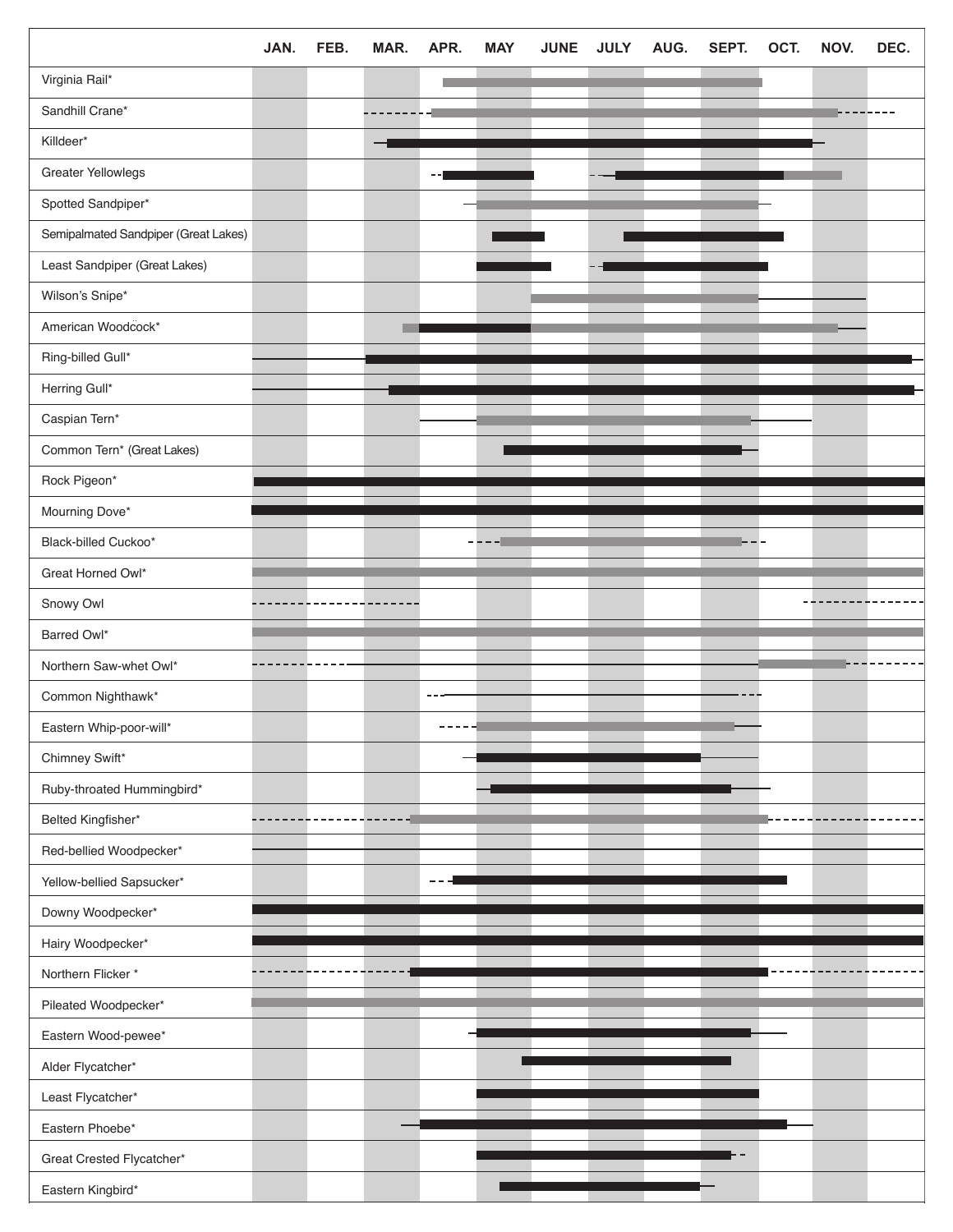| | JAN. | FEB. | MAR. | APR. | MAY | JUNE | JULY | AUG. | SEPT. | OCT. | NOV. | DEC. |
|---|---|---|---|---|---|---|---|---|---|---|---|---|
| Virginia Rail* | | | | | | | | | | | | |
| Sandhill Crane* | | | | | | | | | | | | |
| Killdeer* | | | | | | | | | | | | |
| Greater Yellowlegs | | | | | | | | | | | | |
| Spotted Sandpiper* | | | | | | | | | | | | |
| Semipalmated Sandpiper (Great Lakes) | | | | | | | | | | | | |
| Least Sandpiper (Great Lakes) | | | | | | | | | | | | |
| Wilson's Snipe* | | | | | | | | | | | | |
| American Woodcock* | | | | | | | | | | | | |
| Ring-billed Gull* | | | | | | | | | | | | |
| Herring Gull* | | | | | | | | | | | | |
| Caspian Tern* | | | | | | | | | | | | |
| Common Tern* (Great Lakes) | | | | | | | | | | | | |
| Rock Pigeon* | | | | | | | | | | | | |
| Mourning Dove* | | | | | | | | | | | | |
| Black-billed Cuckoo* | | | | | | | | | | | | |
| Great Horned Owl* | | | | | | | | | | | | |
| Snowy Owl | | | | | | | | | | | | |
| Barred Owl* | | | | | | | | | | | | |
| Northern Saw-whet Owl* | | | | | | | | | | | | |
| Common Nighthawk* | | | | | | | | | | | | |
| Eastern Whip-poor-will* | | | | | | | | | | | | |
| Chimney Swift* | | | | | | | | | | | | |
| Ruby-throated Hummingbird* | | | | | | | | | | | | |
| Belted Kingfisher* | | | | | | | | | | | | |
| Red-bellied Woodpecker* | | | | | | | | | | | | |
| Yellow-bellied Sapsucker* | | | | | | | | | | | | |
| Downy Woodpecker* | | | | | | | | | | | | |
| Hairy Woodpecker* | | | | | | | | | | | | |
| Northern Flicker * | | | | | | | | | | | | |
| Pileated Woodpecker* | | | | | | | | | | | | |
| Eastern Wood-pewee* | | | | | | | | | | | | |
| Alder Flycatcher* | | | | | | | | | | | | |
| Least Flycatcher* | | | | | | | | | | | | |
| Eastern Phoebe* | | | | | | | | | | | | |
| Great Crested Flycatcher* | | | | | | | | | | | | |
| Eastern Kingbird* | | | | | | | | | | | | |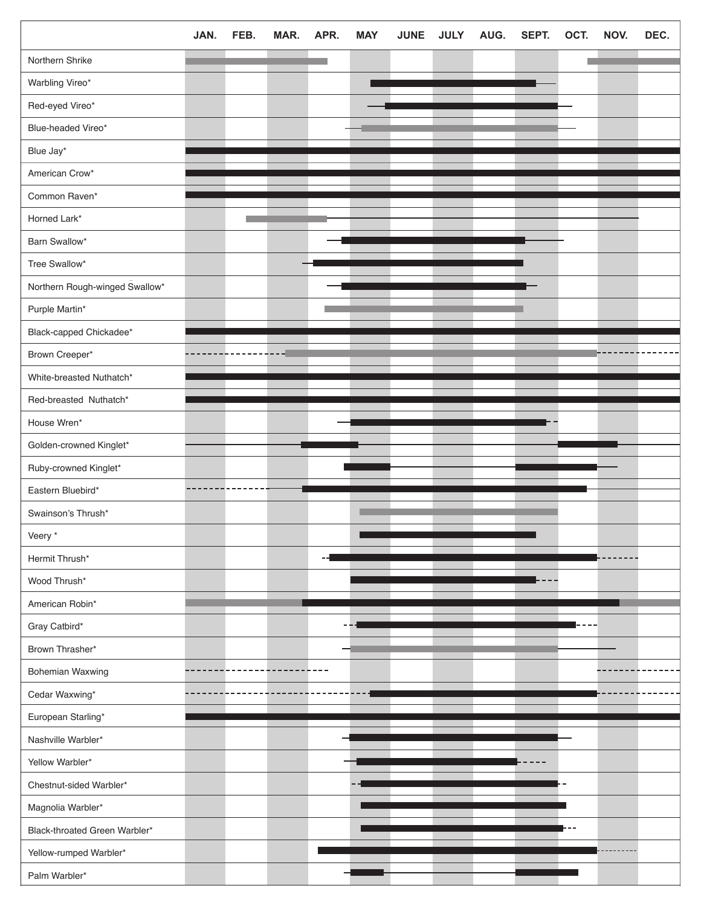| | JAN. | FEB. | MAR. | APR. | MAY | JUNE | JULY | AUG. | SEPT. | OCT. | NOV. | DEC. |
|---|---|---|---|---|---|---|---|---|---|---|---|---|
| Northern Shrike | | | | | | | | | | | | |
| Warbling Vireo* | | | | | | | | | | | | |
| Red-eyed Vireo* | | | | | | | | | | | | |
| Blue-headed Vireo* | | | | | | | | | | | | |
| Blue Jay* | | | | | | | | | | | | |
| American Crow* | | | | | | | | | | | | |
| Common Raven* | | | | | | | | | | | | |
| Horned Lark* | | | | | | | | | | | | |
| Barn Swallow* | | | | | | | | | | | | |
| Tree Swallow* | | | | | | | | | | | | |
| Northern Rough-winged Swallow* | | | | | | | | | | | | |
| Purple Martin* | | | | | | | | | | | | |
| Black-capped Chickadee* | | | | | | | | | | | | |
| Brown Creeper* | | | | | | | | | | | | |
| White-breasted Nuthatch* | | | | | | | | | | | | |
| Red-breasted Nuthatch* | | | | | | | | | | | | |
| House Wren* | | | | | | | | | | | | |
| Golden-crowned Kinglet* | | | | | | | | | | | | |
| Ruby-crowned Kinglet* | | | | | | | | | | | | |
| Eastern Bluebird* | | | | | | | | | | | | |
| Swainson's Thrush* | | | | | | | | | | | | |
| Veery * | | | | | | | | | | | | |
| Hermit Thrush* | | | | | | | | | | | | |
| Wood Thrush* | | | | | | | | | | | | |
| American Robin* | | | | | | | | | | | | |
| Gray Catbird* | | | | | | | | | | | | |
| Brown Thrasher* | | | | | | | | | | | | |
| Bohemian Waxwing | | | | | | | | | | | | |
| Cedar Waxwing* | | | | | | | | | | | | |
| European Starling* | | | | | | | | | | | | |
| Nashville Warbler* | | | | | | | | | | | | |
| Yellow Warbler* | | | | | | | | | | | | |
| Chestnut-sided Warbler* | | | | | | | | | | | | |
| Magnolia Warbler* | | | | | | | | | | | | |
| Black-throated Green Warbler* | | | | | | | | | | | | |
| Yellow-rumped Warbler* | | | | | | | | | | | | |
| Palm Warbler* | | | | | | | | | | | | |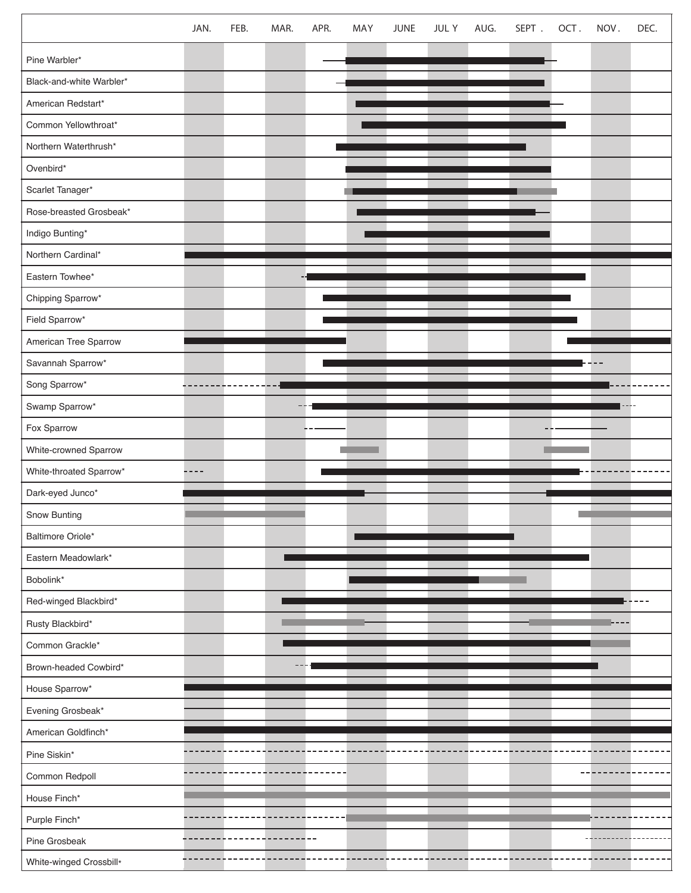JAN. FEB. MAR. APR. MAY JUNE JUL Y AUG. SEPT . OCT . NOV . DEC.

Pine Warbler*

Black-and-white Warbler*

American Redstart*

Common Yellowthroat*

Northern Waterthrush*

Ovenbird*

Scarlet Tanager*

Rose-breasted Grosbeak*

Indigo Bunting*

Northern Cardinal*

Eastern Towhee*

Chipping Sparrow*

Field Sparrow*

American Tree Sparrow

Savannah Sparrow*

Song Sparrow*

Swamp Sparrow*

Fox Sparrow

White-crowned Sparrow

White-throated Sparrow*

Dark-eyed Junco*

Snow Bunting

Baltimore Oriole*

Eastern Meadowlark*

Bobolink*

Red-winged Blackbird*

Rusty Blackbird*

Common Grackle*

Brown-headed Cowbird*

House Sparrow*

Evening Grosbeak*

American Goldfinch*

Pine Siskin*

Common Redpoll

House Finch*

Purple Finch*

Pine Grosbeak

White-winged Crossbill*